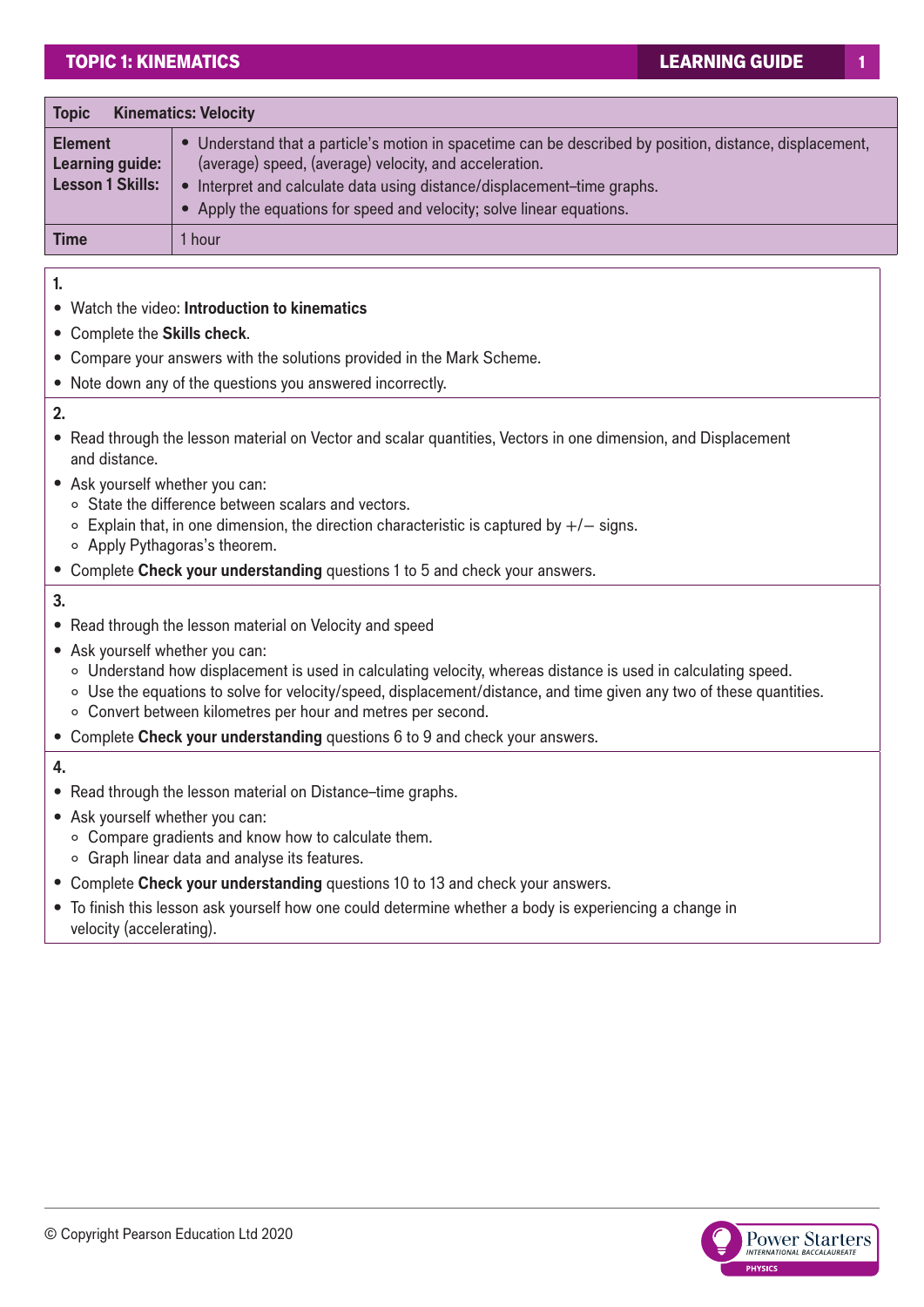| Topic | Kinematics: Velocity |
|---|---|
| **Element Learning guide: Lesson 1 Skills:** | • Understand that a particle's motion in spacetime can be described by position, distance, displacement, (average) speed, (average) velocity, and acceleration.<br>• Interpret and calculate data using distance/displacement–time graphs.<br>• Apply the equations for speed and velocity; solve linear equations. |
| **Time** | 1 hour |

**1.**

- Watch the video: **Introduction to kinematics**
- Complete the **Skills check**.
- Compare your answers with the solutions provided in the Mark Scheme.
- Note down any of the questions you answered incorrectly.

**2.**

- Read through the lesson material on Vector and scalar quantities, Vectors in one dimension, and Displacement and distance.
- Ask yourself whether you can:
  - State the difference between scalars and vectors.
  - Explain that, in one dimension, the direction characteristic is captured by +/− signs.
  - Apply Pythagoras's theorem.
- Complete **Check your understanding** questions 1 to 5 and check your answers.

**3.**

- Read through the lesson material on Velocity and speed
- Ask yourself whether you can:
  - Understand how displacement is used in calculating velocity, whereas distance is used in calculating speed.
  - Use the equations to solve for velocity/speed, displacement/distance, and time given any two of these quantities.
  - Convert between kilometres per hour and metres per second.
- Complete **Check your understanding** questions 6 to 9 and check your answers.

**4.**

- Read through the lesson material on Distance–time graphs.
- Ask yourself whether you can:
  - Compare gradients and know how to calculate them.
  - Graph linear data and analyse its features.
- Complete **Check your understanding** questions 10 to 13 and check your answers.
- To finish this lesson ask yourself how one could determine whether a body is experiencing a change in velocity (accelerating).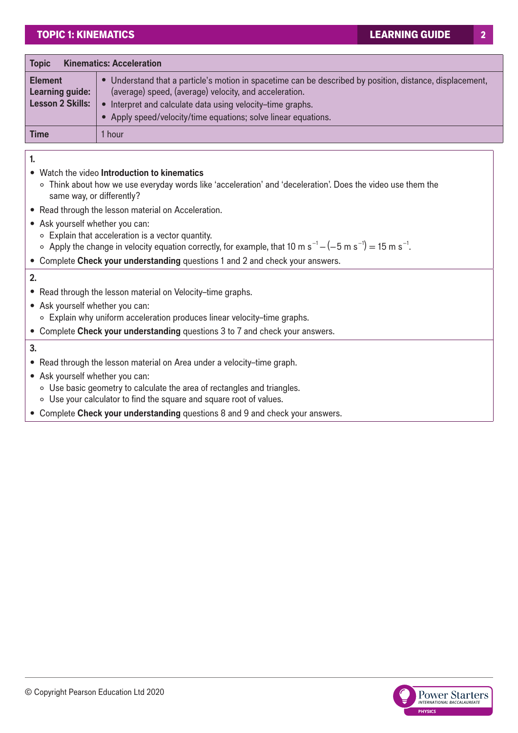| Topic | Kinematics: Acceleration |
|---|---|
| Element Learning guide: Lesson 2 Skills: | • Understand that a particle's motion in spacetime can be described by position, distance, displacement, (average) speed, (average) velocity, and acceleration.<br>• Interpret and calculate data using velocity–time graphs.<br>• Apply speed/velocity/time equations; solve linear equations. |
| Time | 1 hour |

**1.**

- Watch the video **Introduction to kinematics**
  - Think about how we use everyday words like 'acceleration' and 'deceleration'. Does the video use them the same way, or differently?
- Read through the lesson material on Acceleration.
- Ask yourself whether you can:
  - Explain that acceleration is a vector quantity.
  - Apply the change in velocity equation correctly, for example, that $10 \text{ m s}^{-1} - (-5 \text{ m s}^{-1}) = 15 \text{ m s}^{-1}$.
- Complete **Check your understanding** questions 1 and 2 and check your answers.

**2.**

- Read through the lesson material on Velocity–time graphs.
- Ask yourself whether you can:
  - Explain why uniform acceleration produces linear velocity–time graphs.
- Complete **Check your understanding** questions 3 to 7 and check your answers.

**3.**

- Read through the lesson material on Area under a velocity–time graph.
- Ask yourself whether you can:
  - Use basic geometry to calculate the area of rectangles and triangles.
  - Use your calculator to find the square and square root of values.
- Complete **Check your understanding** questions 8 and 9 and check your answers.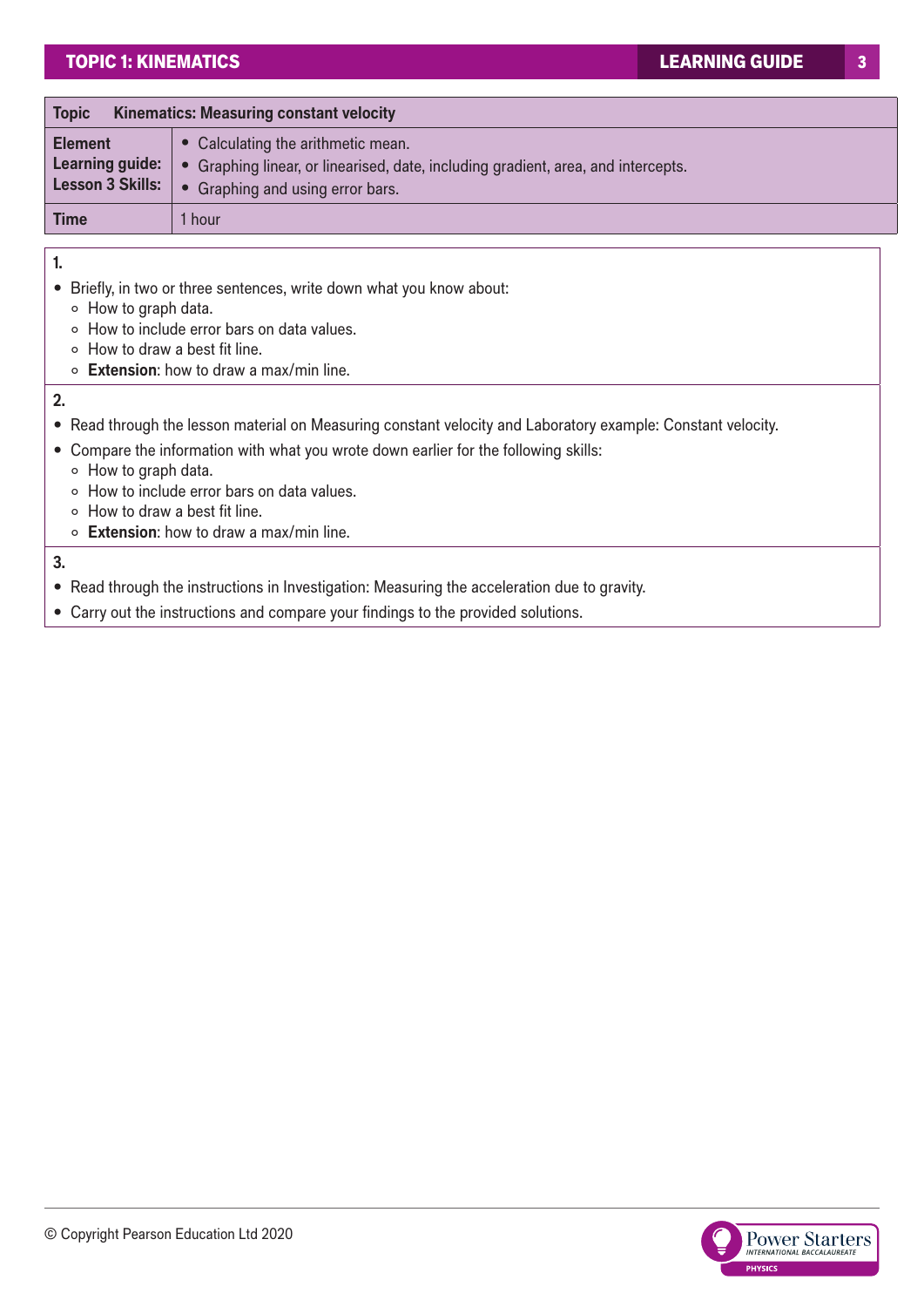| Topic | Kinematics: Measuring constant velocity |
|---|---|
| **Element Learning guide: Lesson 3 Skills:** | • Calculating the arithmetic mean.<br>• Graphing linear, or linearised, date, including gradient, area, and intercepts.<br>• Graphing and using error bars. |
| **Time** | 1 hour |

**1.**

- Briefly, in two or three sentences, write down what you know about:
  - How to graph data.
  - How to include error bars on data values.
  - How to draw a best fit line.
  - **Extension**: how to draw a max/min line.

**2.**

- Read through the lesson material on Measuring constant velocity and Laboratory example: Constant velocity.
- Compare the information with what you wrote down earlier for the following skills:
  - How to graph data.
  - How to include error bars on data values.
  - How to draw a best fit line.
  - **Extension**: how to draw a max/min line.

**3.**

- Read through the instructions in Investigation: Measuring the acceleration due to gravity.
- Carry out the instructions and compare your findings to the provided solutions.

© Copyright Pearson Education Ltd 2020